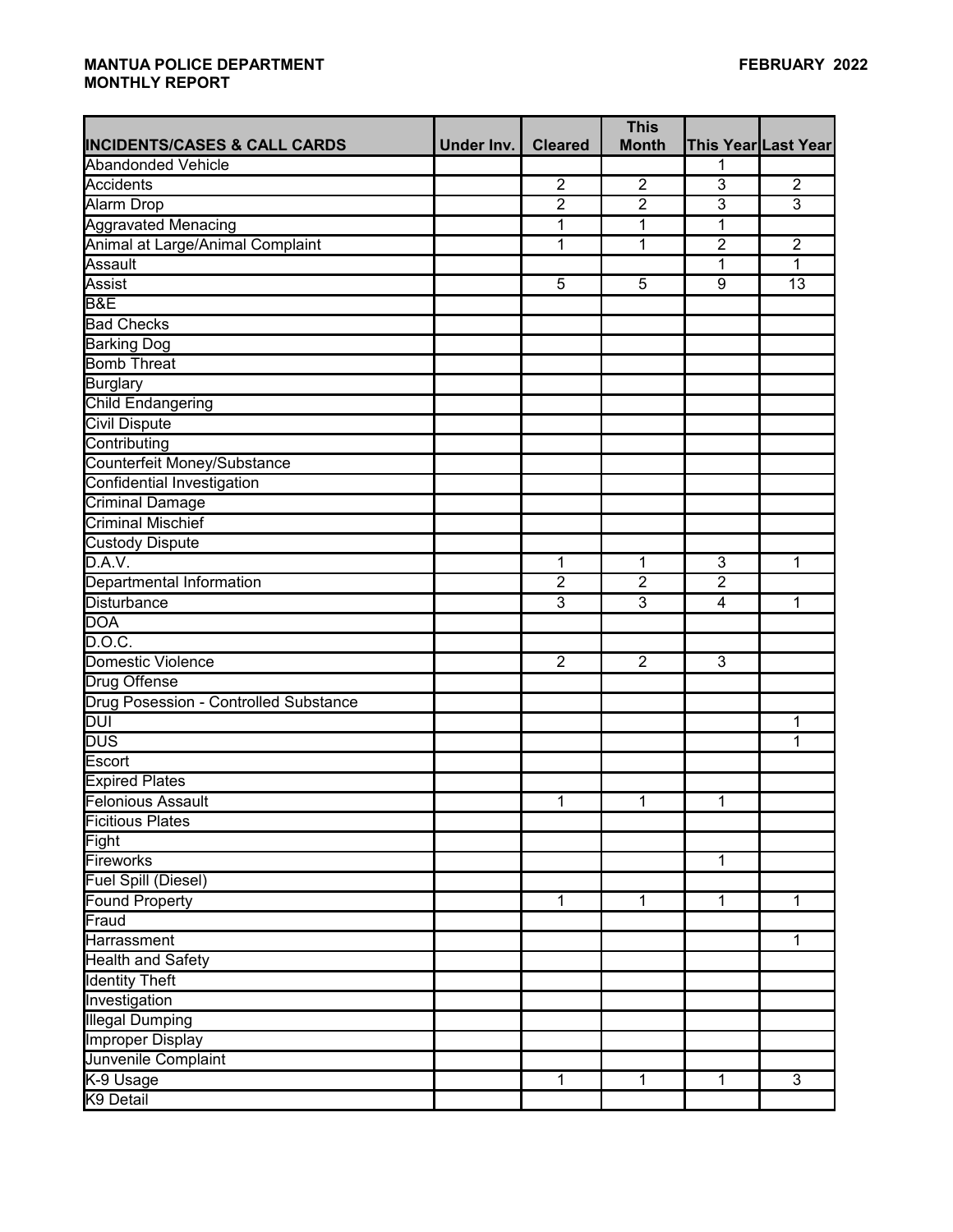**MANTUA POLICE DEPARTMENT** **FEBRUARY 2022**
**MONTHLY REPORT**

| INCIDENTS/CASES & CALL CARDS | Under Inv. | Cleared | This Month | This Year | Last Year |
|---|---|---|---|---|---|
| Abandonded Vehicle | | | | 1 | |
| Accidents | | 2 | 2 | 3 | 2 |
| Alarm Drop | | 2 | 2 | 3 | 3 |
| Aggravated Menacing | | 1 | 1 | 1 | |
| Animal at Large/Animal Complaint | | 1 | 1 | 2 | 2 |
| Assault | | | | 1 | 1 |
| Assist | | 5 | 5 | 9 | 13 |
| B&E | | | | | |
| Bad Checks | | | | | |
| Barking Dog | | | | | |
| Bomb Threat | | | | | |
| Burglary | | | | | |
| Child Endangering | | | | | |
| Civil Dispute | | | | | |
| Contributing | | | | | |
| Counterfeit Money/Substance | | | | | |
| Confidential Investigation | | | | | |
| Criminal Damage | | | | | |
| Criminal Mischief | | | | | |
| Custody Dispute | | | | | |
| D.A.V. | | 1 | 1 | 3 | 1 |
| Departmental Information | | 2 | 2 | 2 | |
| Disturbance | | 3 | 3 | 4 | 1 |
| DOA | | | | | |
| D.O.C. | | | | | |
| Domestic Violence | | 2 | 2 | 3 | |
| Drug Offense | | | | | |
| Drug Posession - Controlled Substance | | | | | |
| DUI | | | | | 1 |
| DUS | | | | | 1 |
| Escort | | | | | |
| Expired Plates | | | | | |
| Felonious Assault | | 1 | 1 | 1 | |
| Ficitious Plates | | | | | |
| Fight | | | | | |
| Fireworks | | | | 1 | |
| Fuel Spill (Diesel) | | | | | |
| Found Property | | 1 | 1 | 1 | 1 |
| Fraud | | | | | |
| Harrassment | | | | | 1 |
| Health and Safety | | | | | |
| Identity Theft | | | | | |
| Investigation | | | | | |
| Illegal Dumping | | | | | |
| Improper Display | | | | | |
| Junvenile Complaint | | | | | |
| K-9 Usage | | 1 | 1 | 1 | 3 |
| K9 Detail | | | | | |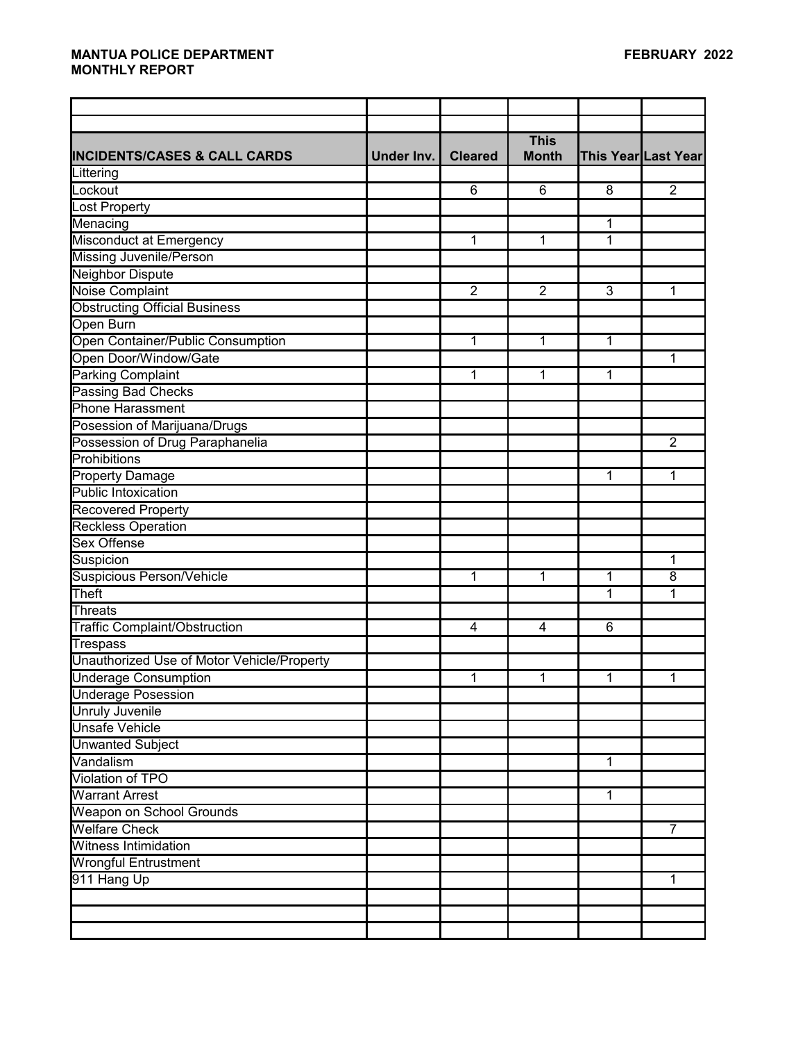**MANTUA POLICE DEPARTMENT** **FEBRUARY 2022**
**MONTHLY REPORT**

| INCIDENTS/CASES & CALL CARDS | Under Inv. | Cleared | This Month | This Year | Last Year |
|---|---|---|---|---|---|
| Littering | | | | | |
| Lockout | | 6 | 6 | 8 | 2 |
| Lost Property | | | | | |
| Menacing | | | | 1 | |
| Misconduct at Emergency | | 1 | 1 | 1 | |
| Missing Juvenile/Person | | | | | |
| Neighbor Dispute | | | | | |
| Noise Complaint | | 2 | 2 | 3 | 1 |
| Obstructing Official Business | | | | | |
| Open Burn | | | | | |
| Open Container/Public Consumption | | 1 | 1 | 1 | |
| Open Door/Window/Gate | | | | | 1 |
| Parking Complaint | | 1 | 1 | 1 | |
| Passing Bad Checks | | | | | |
| Phone Harassment | | | | | |
| Posession of Marijuana/Drugs | | | | | |
| Possession of Drug Paraphanelia | | | | | 2 |
| Prohibitions | | | | | |
| Property Damage | | | | 1 | 1 |
| Public Intoxication | | | | | |
| Recovered Property | | | | | |
| Reckless Operation | | | | | |
| Sex Offense | | | | | |
| Suspicion | | | | | 1 |
| Suspicious Person/Vehicle | | 1 | 1 | 1 | 8 |
| Theft | | | | 1 | 1 |
| Threats | | | | | |
| Traffic Complaint/Obstruction | | 4 | 4 | 6 | |
| Trespass | | | | | |
| Unauthorized Use of Motor Vehicle/Property | | | | | |
| Underage Consumption | | 1 | 1 | 1 | 1 |
| Underage Posession | | | | | |
| Unruly Juvenile | | | | | |
| Unsafe Vehicle | | | | | |
| Unwanted Subject | | | | | |
| Vandalism | | | | 1 | |
| Violation of TPO | | | | | |
| Warrant Arrest | | | | 1 | |
| Weapon on School Grounds | | | | | |
| Welfare Check | | | | | 7 |
| Witness Intimidation | | | | | |
| Wrongful Entrustment | | | | | |
| 911 Hang Up | | | | | 1 |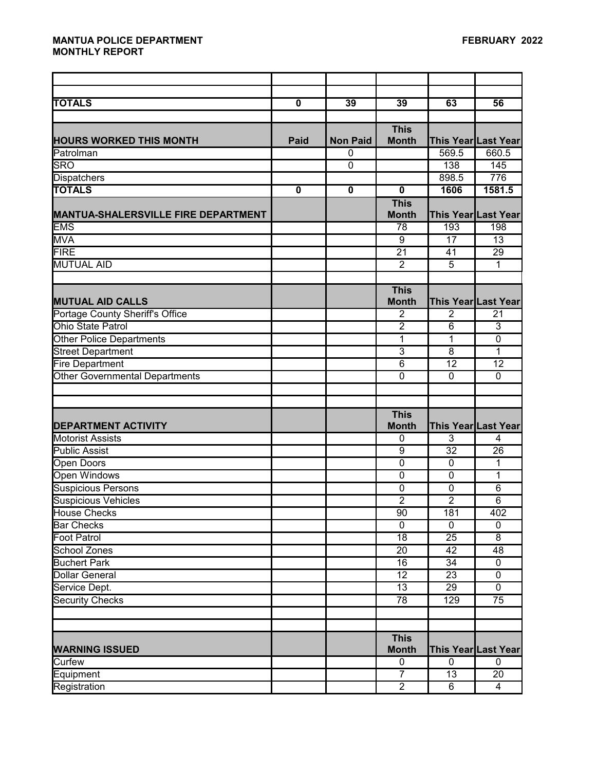**MANTUA POLICE DEPARTMENT**
**MONTHLY REPORT**

**FEBRUARY 2022**

| | | | | | |
|---|---|---|---|---|---|
| | | | | | |
| | | | | | |
| **TOTALS** | **0** | **39** | **39** | **63** | **56** |
| | | | | | |
| **HOURS WORKED THIS MONTH** | **Paid** | **Non Paid** | **This Month** | **This Year** | **Last Year** |
| Patrolman | | 0 | | 569.5 | 660.5 |
| SRO | | 0 | | 138 | 145 |
| Dispatchers | | | | 898.5 | 776 |
| **TOTALS** | **0** | **0** | **0** | **1606** | **1581.5** |
| **MANTUA-SHALERSVILLE FIRE DEPARTMENT** | | | **This Month** | **This Year** | **Last Year** |
| EMS | | | 78 | 193 | 198 |
| MVA | | | 9 | 17 | 13 |
| FIRE | | | 21 | 41 | 29 |
| MUTUAL AID | | | 2 | 5 | 1 |
| | | | | | |
| **MUTUAL AID CALLS** | | | **This Month** | **This Year** | **Last Year** |
| Portage County Sheriff's Office | | | 2 | 2 | 21 |
| Ohio State Patrol | | | 2 | 6 | 3 |
| Other Police Departments | | | 1 | 1 | 0 |
| Street Department | | | 3 | 8 | 1 |
| Fire Department | | | 6 | 12 | 12 |
| Other Governmental Departments | | | 0 | 0 | 0 |
| | | | | | |
| | | | | | |
| **DEPARTMENT ACTIVITY** | | | **This Month** | **This Year** | **Last Year** |
| Motorist Assists | | | 0 | 3 | 4 |
| Public Assist | | | 9 | 32 | 26 |
| Open Doors | | | 0 | 0 | 1 |
| Open Windows | | | 0 | 0 | 1 |
| Suspicious Persons | | | 0 | 0 | 6 |
| Suspicious Vehicles | | | 2 | 2 | 6 |
| House Checks | | | 90 | 181 | 402 |
| Bar Checks | | | 0 | 0 | 0 |
| Foot Patrol | | | 18 | 25 | 8 |
| School Zones | | | 20 | 42 | 48 |
| Buchert Park | | | 16 | 34 | 0 |
| Dollar General | | | 12 | 23 | 0 |
| Service Dept. | | | 13 | 29 | 0 |
| Security Checks | | | 78 | 129 | 75 |
| | | | | | |
| | | | | | |
| **WARNING ISSUED** | | | **This Month** | **This Year** | **Last Year** |
| Curfew | | | 0 | 0 | 0 |
| Equipment | | | 7 | 13 | 20 |
| Registration | | | 2 | 6 | 4 |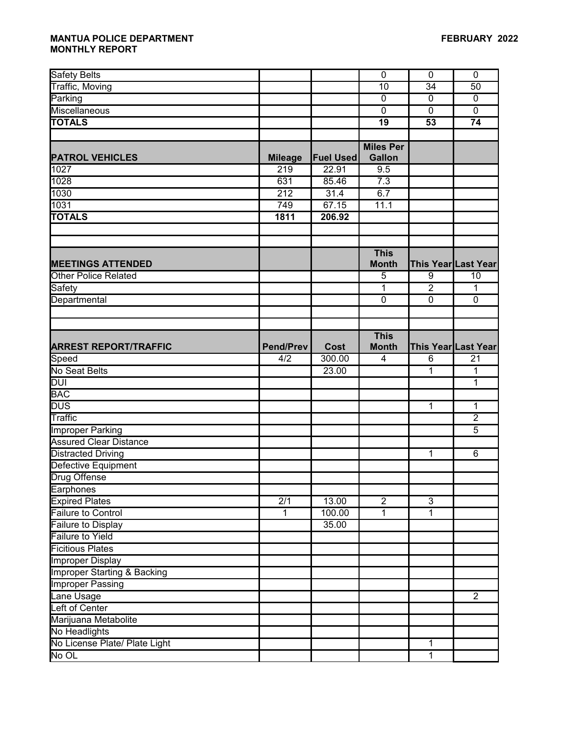**MANTUA POLICE DEPARTMENT** **FEBRUARY 2022**
**MONTHLY REPORT**

| | | | | | |
|---|---|---|---|---|---|
| Safety Belts | | | 0 | 0 | 0 |
| Traffic, Moving | | | 10 | 34 | 50 |
| Parking | | | 0 | 0 | 0 |
| Miscellaneous | | | 0 | 0 | 0 |
| **TOTALS** | | | **19** | **53** | **74** |

| **PATROL VEHICLES** | **Mileage** | **Fuel Used** | **Miles Per Gallon** | | |
|---|---|---|---|---|---|
| 1027 | 219 | 22.91 | 9.5 | | |
| 1028 | 631 | 85.46 | 7.3 | | |
| 1030 | 212 | 31.4 | 6.7 | | |
| 1031 | 749 | 67.15 | 11.1 | | |
| **TOTALS** | **1811** | **206.92** | | | |

| **MEETINGS ATTENDED** | | | **This Month** | **This Year** | **Last Year** |
|---|---|---|---|---|---|
| Other Police Related | | | 5 | 9 | 10 |
| Safety | | | 1 | 2 | 1 |
| Departmental | | | 0 | 0 | 0 |

| **ARREST REPORT/TRAFFIC** | **Pend/Prev** | **Cost** | **This Month** | **This Year** | **Last Year** |
|---|---|---|---|---|---|
| Speed | 4/2 | 300.00 | 4 | 6 | 21 |
| No Seat Belts | | 23.00 | | 1 | 1 |
| DUI | | | | | 1 |
| BAC | | | | | |
| DUS | | | | 1 | 1 |
| Traffic | | | | | 2 |
| Improper Parking | | | | | 5 |
| Assured Clear Distance | | | | | |
| Distracted Driving | | | | 1 | 6 |
| Defective Equipment | | | | | |
| Drug Offense | | | | | |
| Earphones | | | | | |
| Expired Plates | 2/1 | 13.00 | 2 | 3 | |
| Failure to Control | 1 | 100.00 | 1 | 1 | |
| Failure to Display | | 35.00 | | | |
| Failure to Yield | | | | | |
| Ficitious Plates | | | | | |
| Improper Display | | | | | |
| Improper Starting & Backing | | | | | |
| Improper Passing | | | | | |
| Lane Usage | | | | | 2 |
| Left of Center | | | | | |
| Marijuana Metabolite | | | | | |
| No Headlights | | | | | |
| No License Plate/ Plate Light | | | | 1 | |
| No OL | | | | 1 | |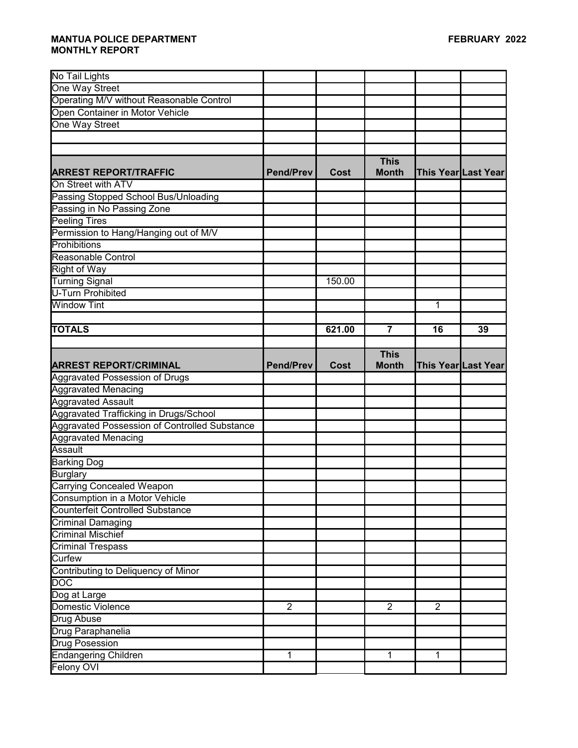**MANTUA POLICE DEPARTMENT**
**MONTHLY REPORT**

**FEBRUARY 2022**

| | | | | | |
|---|---|---|---|---|---|
| No Tail Lights | | | | | |
| One Way Street | | | | | |
| Operating M/V without Reasonable Control | | | | | |
| Open Container in Motor Vehicle | | | | | |
| One Way Street | | | | | |
| | | | | | |
| | | | | | |
| **ARREST REPORT/TRAFFIC** | **Pend/Prev** | **Cost** | **This Month** | **This Year** | **Last Year** |
| On Street with ATV | | | | | |
| Passing Stopped School Bus/Unloading | | | | | |
| Passing in No Passing Zone | | | | | |
| Peeling Tires | | | | | |
| Permission to Hang/Hanging out of M/V | | | | | |
| Prohibitions | | | | | |
| Reasonable Control | | | | | |
| Right of Way | | | | | |
| Turning Signal | | 150.00 | | | |
| U-Turn Prohibited | | | | | |
| Window Tint | | | | 1 | |
| | | | | | |
| **TOTALS** | | **621.00** | **7** | **16** | **39** |
| | | | | | |
| **ARREST REPORT/CRIMINAL** | **Pend/Prev** | **Cost** | **This Month** | **This Year** | **Last Year** |
| Aggravated Possession of Drugs | | | | | |
| Aggravated Menacing | | | | | |
| Aggravated Assault | | | | | |
| Aggravated Trafficking in Drugs/School | | | | | |
| Aggravated Possession of Controlled Substance | | | | | |
| Aggravated Menacing | | | | | |
| Assault | | | | | |
| Barking Dog | | | | | |
| Burglary | | | | | |
| Carrying Concealed Weapon | | | | | |
| Consumption in a Motor Vehicle | | | | | |
| Counterfeit Controlled Substance | | | | | |
| Criminal Damaging | | | | | |
| Criminal Mischief | | | | | |
| Criminal Trespass | | | | | |
| Curfew | | | | | |
| Contributing to Deliquency of Minor | | | | | |
| DOC | | | | | |
| Dog at Large | | | | | |
| Domestic Violence | 2 | | 2 | 2 | |
| Drug Abuse | | | | | |
| Drug Paraphanelia | | | | | |
| Drug Posession | | | | | |
| Endangering Children | 1 | | 1 | 1 | |
| Felony OVI | | | | | |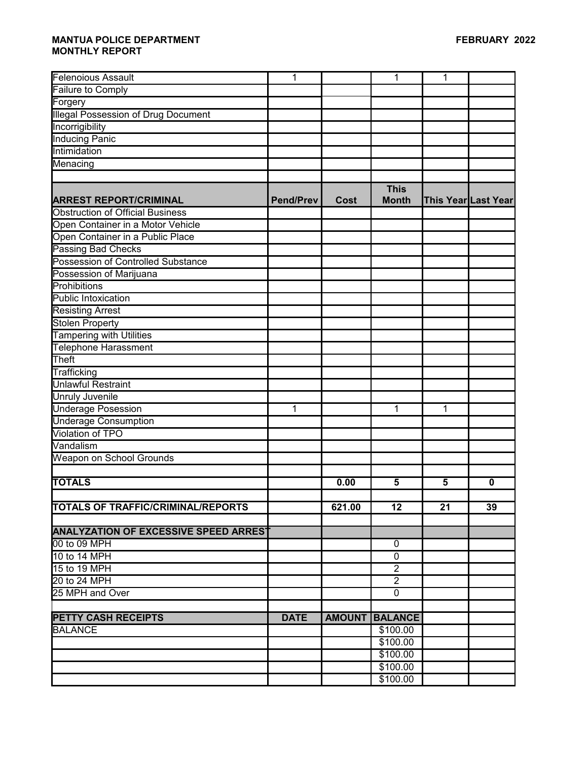**MANTUA POLICE DEPARTMENT** **FEBRUARY 2022**
**MONTHLY REPORT**

| | | | | | |
|---|---|---|---|---|---|
| Felenoious Assault | 1 | | 1 | 1 | |
| Failure to Comply | | | | | |
| Forgery | | | | | |
| Illegal Possession of Drug Document | | | | | |
| Incorrigibility | | | | | |
| Inducing Panic | | | | | |
| Intimidation | | | | | |
| Menacing | | | | | |
| | | | | | |
| **ARREST REPORT/CRIMINAL** | **Pend/Prev** | **Cost** | **This Month** | **This Year** | **Last Year** |
| Obstruction of Official Business | | | | | |
| Open Container in a Motor Vehicle | | | | | |
| Open Container in a Public Place | | | | | |
| Passing Bad Checks | | | | | |
| Possession of Controlled Substance | | | | | |
| Possession of Marijuana | | | | | |
| Prohibitions | | | | | |
| Public Intoxication | | | | | |
| Resisting Arrest | | | | | |
| Stolen Property | | | | | |
| Tampering with Utilities | | | | | |
| Telephone Harassment | | | | | |
| Theft | | | | | |
| Trafficking | | | | | |
| Unlawful Restraint | | | | | |
| Unruly Juvenile | | | | | |
| Underage Posession | 1 | | 1 | 1 | |
| Underage Consumption | | | | | |
| Violation of TPO | | | | | |
| Vandalism | | | | | |
| Weapon on School Grounds | | | | | |
| | | | | | |
| **TOTALS** | | **0.00** | **5** | **5** | **0** |
| | | | | | |
| **TOTALS OF TRAFFIC/CRIMINAL/REPORTS** | | **621.00** | **12** | **21** | **39** |
| | | | | | |
| **ANALYZATION OF EXCESSIVE SPEED ARREST** | | | | | |
| 00 to 09 MPH | | | 0 | | |
| 10 to 14 MPH | | | 0 | | |
| 15 to 19 MPH | | | 2 | | |
| 20 to 24 MPH | | | 2 | | |
| 25 MPH and Over | | | 0 | | |
| | | | | | |
| **PETTY CASH RECEIPTS** | **DATE** | **AMOUNT** | **BALANCE** | | |
| BALANCE | | | $100.00 | | |
| | | | $100.00 | | |
| | | | $100.00 | | |
| | | | $100.00 | | |
| | | | $100.00 | | |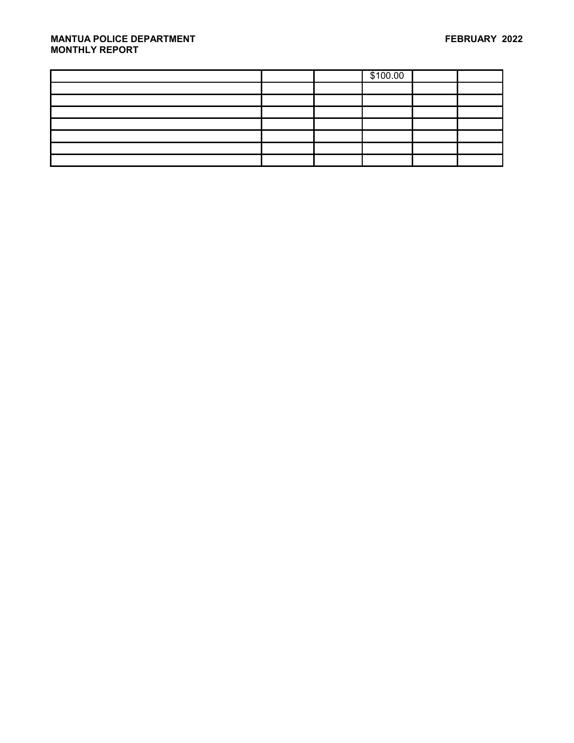| | | | $100.00 | | |
|---|---|---|---|---|---|
| | | | | | |
| | | | | | |
| | | | | | |
| | | | | | |
| | | | | | |
| | | | | | |
| | | | | | |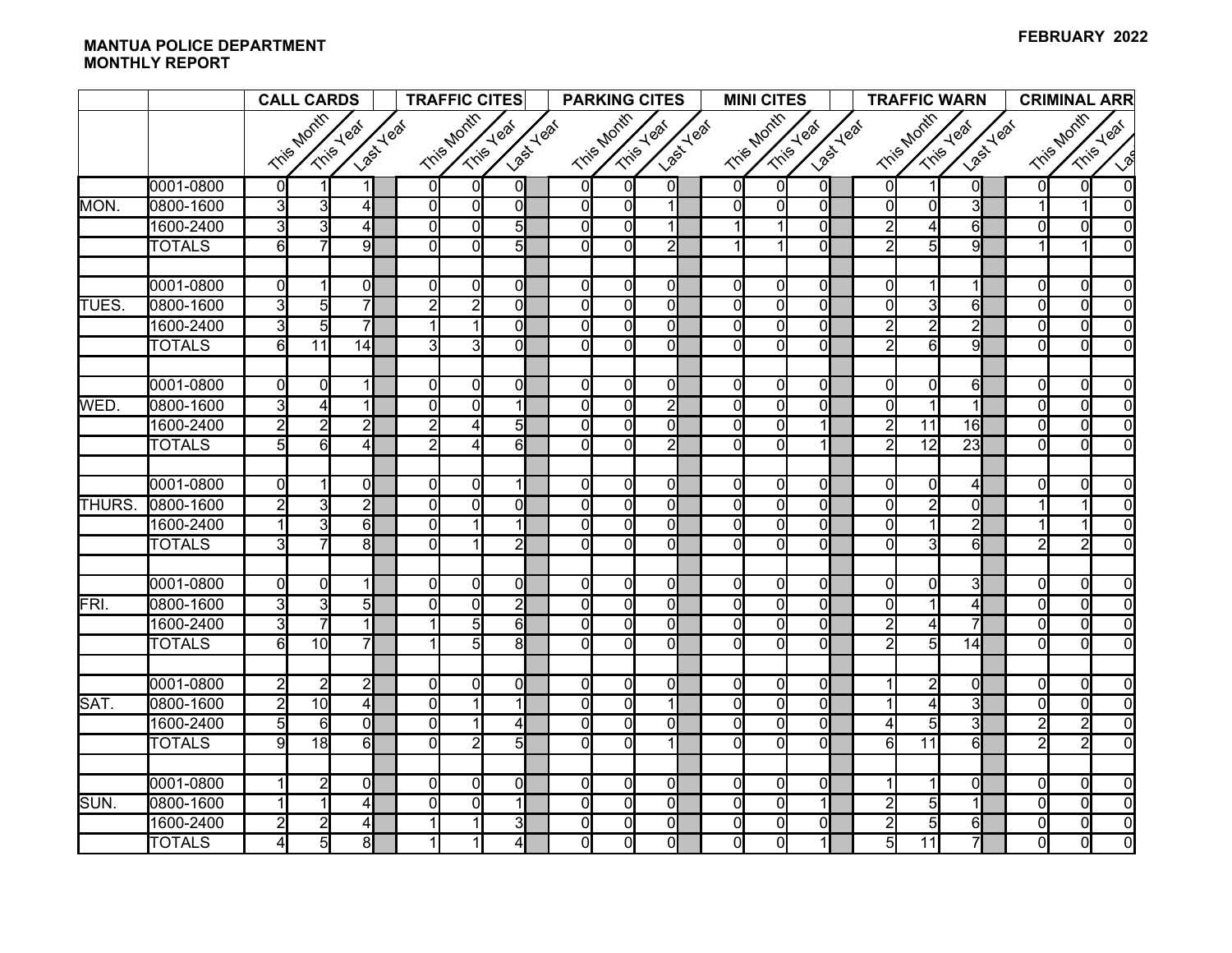**MANTUA POLICE DEPARTMENT**
**MONTHLY REPORT**

**FEBRUARY 2022**

| | | CALL CARDS | | | TRAFFIC CITES | | | PARKING CITES | | | MINI CITES | | | TRAFFIC WARN | | | CRIMINAL ARR | | |
|---|---|---|---|---|---|---|---|---|---|---|---|---|---|---|---|---|---|---|---|
| | | This Month | This Year | Last Year | This Month | This Year | Last Year | This Month | This Year | Last Year | This Month | This Year | Last Year | This Month | This Year | Last Year | This Month | This Year | Las |
| | 0001-0800 | 0 | 1 | 1 | 0 | 0 | 0 | 0 | 0 | 0 | 0 | 0 | 0 | 0 | 1 | 0 | 0 | 0 | 0 |
| MON. | 0800-1600 | 3 | 3 | 4 | 0 | 0 | 0 | 0 | 0 | 1 | 0 | 0 | 0 | 0 | 0 | 3 | 1 | 1 | 0 |
| | 1600-2400 | 3 | 3 | 4 | 0 | 0 | 5 | 0 | 0 | 1 | 1 | 1 | 0 | 2 | 4 | 6 | 0 | 0 | 0 |
| | TOTALS | 6 | 7 | 9 | 0 | 0 | 5 | 0 | 0 | 2 | 1 | 1 | 0 | 2 | 5 | 9 | 1 | 1 | 0 |
| | | | | | | | | | | | | | | | | | | | |
| | 0001-0800 | 0 | 1 | 0 | 0 | 0 | 0 | 0 | 0 | 0 | 0 | 0 | 0 | 0 | 1 | 1 | 0 | 0 | 0 |
| TUES. | 0800-1600 | 3 | 5 | 7 | 2 | 2 | 0 | 0 | 0 | 0 | 0 | 0 | 0 | 0 | 3 | 6 | 0 | 0 | 0 |
| | 1600-2400 | 3 | 5 | 7 | 1 | 1 | 0 | 0 | 0 | 0 | 0 | 0 | 0 | 2 | 2 | 2 | 0 | 0 | 0 |
| | TOTALS | 6 | 11 | 14 | 3 | 3 | 0 | 0 | 0 | 0 | 0 | 0 | 0 | 2 | 6 | 9 | 0 | 0 | 0 |
| | | | | | | | | | | | | | | | | | | | |
| | 0001-0800 | 0 | 0 | 1 | 0 | 0 | 0 | 0 | 0 | 0 | 0 | 0 | 0 | 0 | 0 | 6 | 0 | 0 | 0 |
| WED. | 0800-1600 | 3 | 4 | 1 | 0 | 0 | 1 | 0 | 0 | 2 | 0 | 0 | 0 | 0 | 1 | 1 | 0 | 0 | 0 |
| | 1600-2400 | 2 | 2 | 2 | 2 | 4 | 5 | 0 | 0 | 0 | 0 | 0 | 1 | 2 | 11 | 16 | 0 | 0 | 0 |
| | TOTALS | 5 | 6 | 4 | 2 | 4 | 6 | 0 | 0 | 2 | 0 | 0 | 1 | 2 | 12 | 23 | 0 | 0 | 0 |
| | | | | | | | | | | | | | | | | | | | |
| | 0001-0800 | 0 | 1 | 0 | 0 | 0 | 1 | 0 | 0 | 0 | 0 | 0 | 0 | 0 | 0 | 4 | 0 | 0 | 0 |
| THURS. | 0800-1600 | 2 | 3 | 2 | 0 | 0 | 0 | 0 | 0 | 0 | 0 | 0 | 0 | 0 | 2 | 0 | 1 | 1 | 0 |
| | 1600-2400 | 1 | 3 | 6 | 0 | 1 | 1 | 0 | 0 | 0 | 0 | 0 | 0 | 0 | 1 | 2 | 1 | 1 | 0 |
| | TOTALS | 3 | 7 | 8 | 0 | 1 | 2 | 0 | 0 | 0 | 0 | 0 | 0 | 0 | 3 | 6 | 2 | 2 | 0 |
| | | | | | | | | | | | | | | | | | | | |
| | 0001-0800 | 0 | 0 | 1 | 0 | 0 | 0 | 0 | 0 | 0 | 0 | 0 | 0 | 0 | 0 | 3 | 0 | 0 | 0 |
| FRI. | 0800-1600 | 3 | 3 | 5 | 0 | 0 | 2 | 0 | 0 | 0 | 0 | 0 | 0 | 0 | 1 | 4 | 0 | 0 | 0 |
| | 1600-2400 | 3 | 7 | 1 | 1 | 5 | 6 | 0 | 0 | 0 | 0 | 0 | 0 | 2 | 4 | 7 | 0 | 0 | 0 |
| | TOTALS | 6 | 10 | 7 | 1 | 5 | 8 | 0 | 0 | 0 | 0 | 0 | 0 | 2 | 5 | 14 | 0 | 0 | 0 |
| | | | | | | | | | | | | | | | | | | | |
| | 0001-0800 | 2 | 2 | 2 | 0 | 0 | 0 | 0 | 0 | 0 | 0 | 0 | 0 | 1 | 2 | 0 | 0 | 0 | 0 |
| SAT. | 0800-1600 | 2 | 10 | 4 | 0 | 1 | 1 | 0 | 0 | 1 | 0 | 0 | 0 | 1 | 4 | 3 | 0 | 0 | 0 |
| | 1600-2400 | 5 | 6 | 0 | 0 | 1 | 4 | 0 | 0 | 0 | 0 | 0 | 0 | 4 | 5 | 3 | 2 | 2 | 0 |
| | TOTALS | 9 | 18 | 6 | 0 | 2 | 5 | 0 | 0 | 1 | 0 | 0 | 0 | 6 | 11 | 6 | 2 | 2 | 0 |
| | | | | | | | | | | | | | | | | | | | |
| | 0001-0800 | 1 | 2 | 0 | 0 | 0 | 0 | 0 | 0 | 0 | 0 | 0 | 0 | 1 | 1 | 0 | 0 | 0 | 0 |
| SUN. | 0800-1600 | 1 | 1 | 4 | 0 | 0 | 1 | 0 | 0 | 0 | 0 | 0 | 1 | 2 | 5 | 1 | 0 | 0 | 0 |
| | 1600-2400 | 2 | 2 | 4 | 1 | 1 | 3 | 0 | 0 | 0 | 0 | 0 | 0 | 2 | 5 | 6 | 0 | 0 | 0 |
| | TOTALS | 4 | 5 | 8 | 1 | 1 | 4 | 0 | 0 | 0 | 0 | 0 | 1 | 5 | 11 | 7 | 0 | 0 | 0 |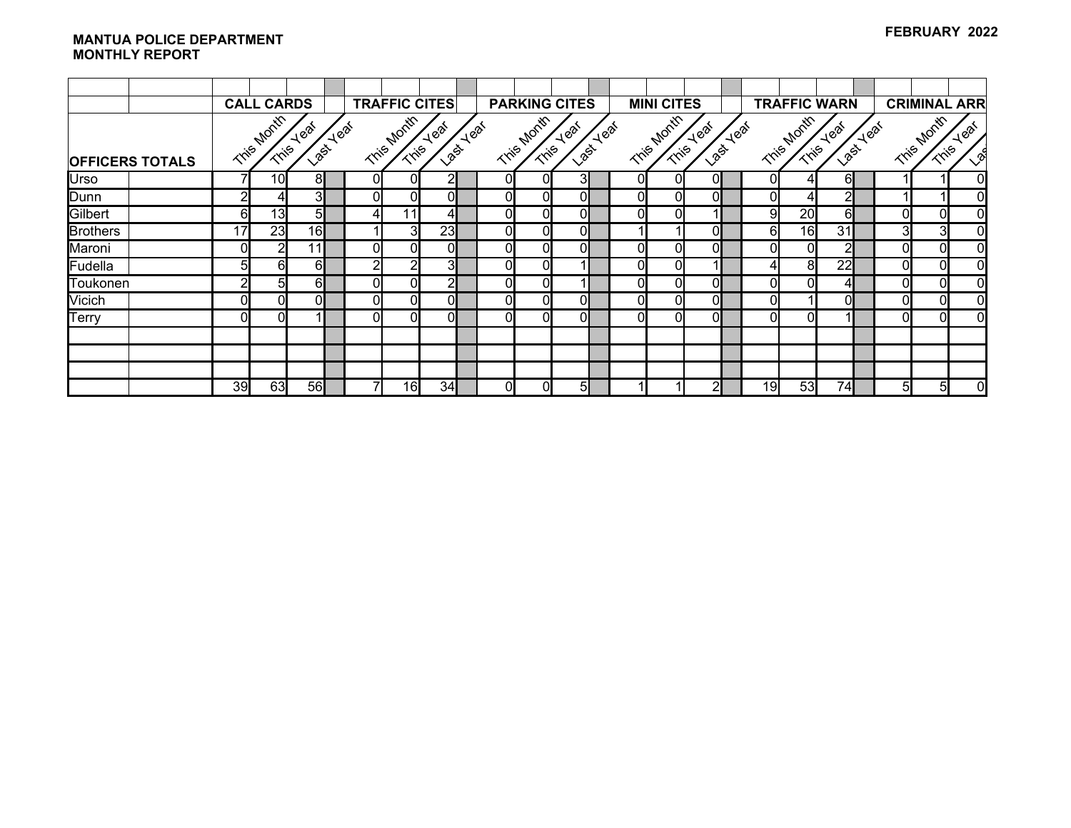**MANTUA POLICE DEPARTMENT**
**MONTHLY REPORT**

**FEBRUARY 2022**

| | | CALL CARDS | | | | TRAFFIC CITES | | | | PARKING CITES | | | | MINI CITES | | | | TRAFFIC WARN | | | | CRIMINAL ARR | | |
|---|---|---|---|---|---|---|---|---|---|---|---|---|---|---|---|---|---|---|---|---|---|---|---|---|
| **OFFICERS TOTALS** | | This Month | This Year | Last Year | | This Month | This Year | Last Year | | This Month | This Year | Last Year | | This Month | This Year | Last Year | | This Month | This Year | Last Year | | This Month | This Year | La |
| Urso | | 7 | 10 | 8 | | 0 | 0 | 2 | | 0 | 0 | 3 | | 0 | 0 | 0 | | 0 | 4 | 6 | | 1 | 1 | 0 |
| Dunn | | 2 | 4 | 3 | | 0 | 0 | 0 | | 0 | 0 | 0 | | 0 | 0 | 0 | | 0 | 4 | 2 | | 1 | 1 | 0 |
| Gilbert | | 6 | 13 | 5 | | 4 | 11 | 4 | | 0 | 0 | 0 | | 0 | 0 | 1 | | 9 | 20 | 6 | | 0 | 0 | 0 |
| Brothers | | 17 | 23 | 16 | | 1 | 3 | 23 | | 0 | 0 | 0 | | 1 | 1 | 0 | | 6 | 16 | 31 | | 3 | 3 | 0 |
| Maroni | | 0 | 2 | 11 | | 0 | 0 | 0 | | 0 | 0 | 0 | | 0 | 0 | 0 | | 0 | 0 | 2 | | 0 | 0 | 0 |
| Fudella | | 5 | 6 | 6 | | 2 | 2 | 3 | | 0 | 0 | 1 | | 0 | 0 | 1 | | 4 | 8 | 22 | | 0 | 0 | 0 |
| Toukonen | | 2 | 5 | 6 | | 0 | 0 | 2 | | 0 | 0 | 1 | | 0 | 0 | 0 | | 0 | 0 | 4 | | 0 | 0 | 0 |
| Vicich | | 0 | 0 | 0 | | 0 | 0 | 0 | | 0 | 0 | 0 | | 0 | 0 | 0 | | 0 | 1 | 0 | | 0 | 0 | 0 |
| Terry | | 0 | 0 | 1 | | 0 | 0 | 0 | | 0 | 0 | 0 | | 0 | 0 | 0 | | 0 | 0 | 1 | | 0 | 0 | 0 |
| | | | | | | | | | | | | | | | | | | | | | | | | |
| | | | | | | | | | | | | | | | | | | | | | | | | |
| | | | | | | | | | | | | | | | | | | | | | | | | |
| | | 39 | 63 | 56 | | 7 | 16 | 34 | | 0 | 0 | 5 | | 1 | 1 | 2 | | 19 | 53 | 74 | | 5 | 5 | 0 |